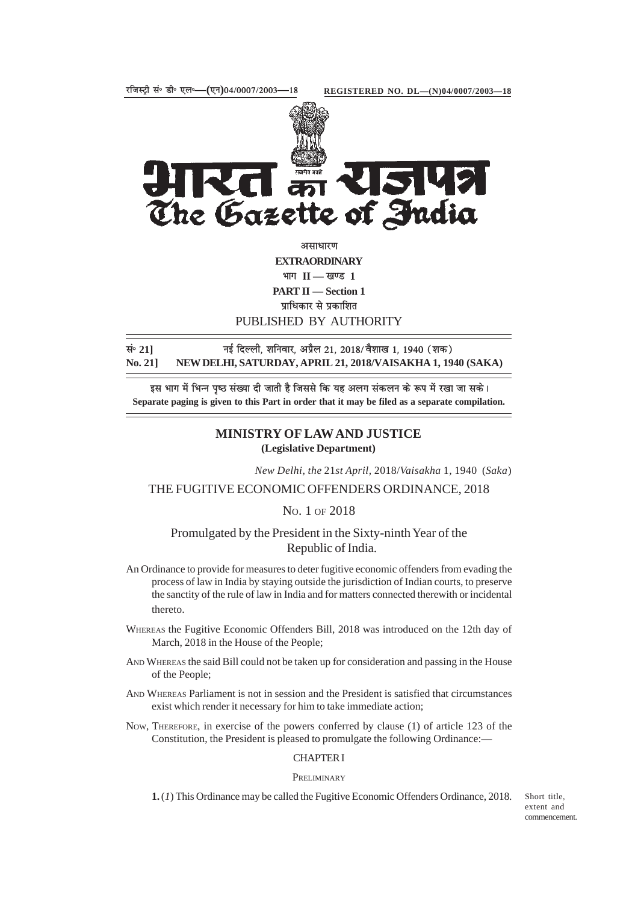रजिस्ट्री सं० डी० एल०—(एन)04/0007/2003—18 **REGISTERED NO. DL—(N)04/0007/2003—18**

# भारत का राजपत्र
# The Gazette of India

असाधारण

**EXTRAORDINARY**

भाग II — खण्ड 1

**PART II — Section 1**

प्राधिकार से प्रकाशित

PUBLISHED BY AUTHORITY

सं० 21] नई दिल्ली, शनिवार, अप्रैल 21, 2018/ वैशाख 1, 1940 (शक)

**No. 21] NEW DELHI, SATURDAY, APRIL 21, 2018/VAISAKHA 1, 1940 (SAKA)**

इस भाग में भिन्न पृष्ठ संख्या दी जाती है जिससे कि यह अलग संकलन के रूप में रखा जा सके।

**Separate paging is given to this Part in order that it may be filed as a separate compilation.**

## MINISTRY OF LAW AND JUSTICE
**(Legislative Department)**

*New Delhi, the* 21*st April,* 2018/*Vaisakha* 1, 1940 (*Saka*)

## THE FUGITIVE ECONOMIC OFFENDERS ORDINANCE, 2018

No. 1 of 2018

Promulgated by the President in the Sixty-ninth Year of the Republic of India.

An Ordinance to provide for measures to deter fugitive economic offenders from evading the process of law in India by staying outside the jurisdiction of Indian courts, to preserve the sanctity of the rule of law in India and for matters connected therewith or incidental thereto.

WHEREAS the Fugitive Economic Offenders Bill, 2018 was introduced on the 12th day of March, 2018 in the House of the People;

AND WHEREAS the said Bill could not be taken up for consideration and passing in the House of the People;

AND WHEREAS Parliament is not in session and the President is satisfied that circumstances exist which render it necessary for him to take immediate action;

NOW, THEREFORE, in exercise of the powers conferred by clause (1) of article 123 of the Constitution, the President is pleased to promulgate the following Ordinance:—

### CHAPTER I

PRELIMINARY

Short title, extent and commencement.

**1.** (*1*) This Ordinance may be called the Fugitive Economic Offenders Ordinance, 2018.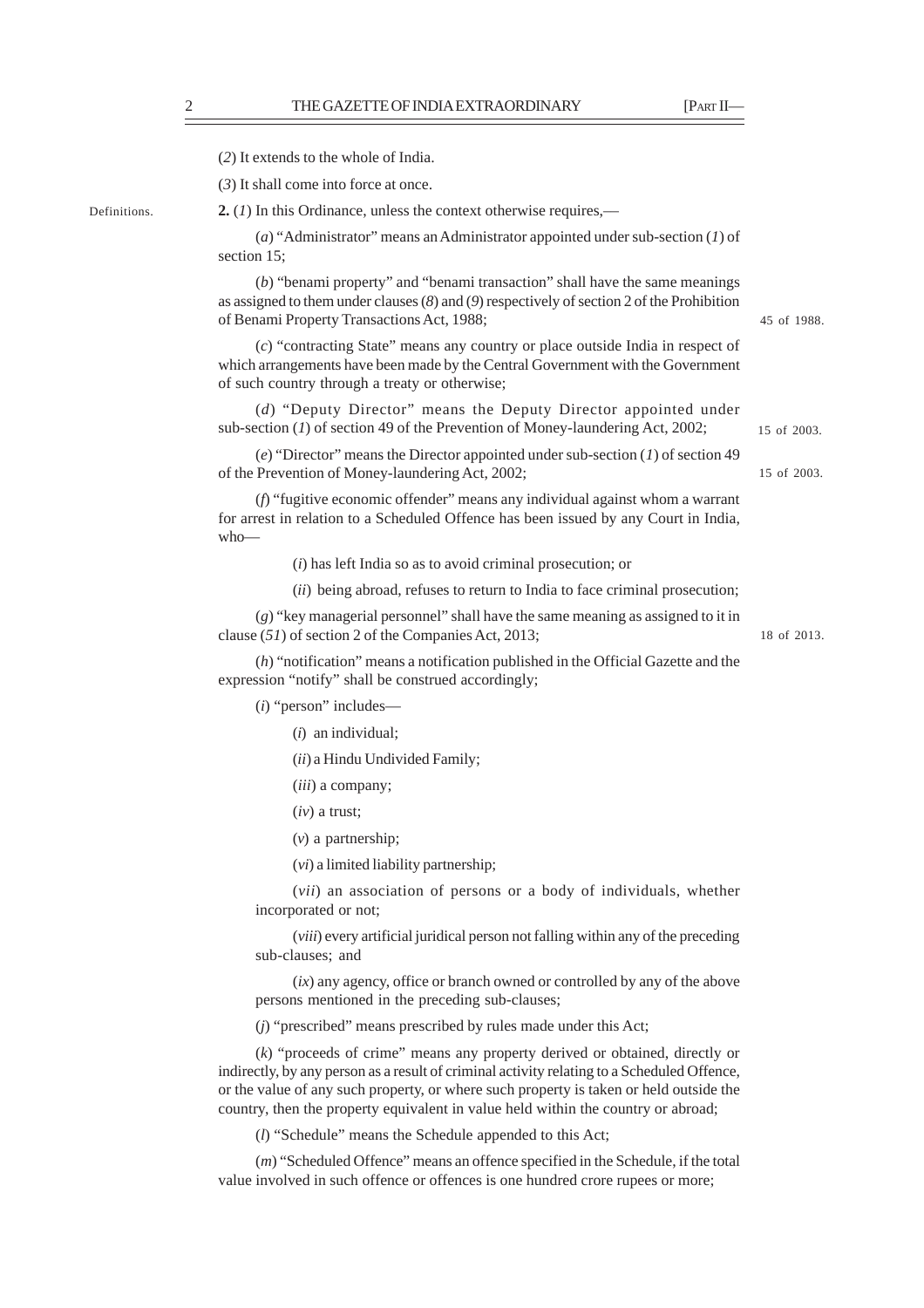(*2*) It extends to the whole of India.

(*3*) It shall come into force at once.

Definitions.

**2.** (*1*) In this Ordinance, unless the context otherwise requires,—

(*a*) "Administrator" means an Administrator appointed under sub-section (*1*) of section 15;

(*b*) "benami property" and "benami transaction" shall have the same meanings as assigned to them under clauses (*8*) and (*9*) respectively of section 2 of the Prohibition of Benami Property Transactions Act, 1988; 45 of 1988.

(*c*) "contracting State" means any country or place outside India in respect of which arrangements have been made by the Central Government with the Government of such country through a treaty or otherwise;

(*d*) "Deputy Director" means the Deputy Director appointed under sub-section (*1*) of section 49 of the Prevention of Money-laundering Act, 2002; 15 of 2003.

(*e*) "Director" means the Director appointed under sub-section (*1*) of section 49 of the Prevention of Money-laundering Act, 2002; 15 of 2003.

(*f*) "fugitive economic offender" means any individual against whom a warrant for arrest in relation to a Scheduled Offence has been issued by any Court in India, who—

(*i*) has left India so as to avoid criminal prosecution; or

(*ii*) being abroad, refuses to return to India to face criminal prosecution;

(*g*) "key managerial personnel" shall have the same meaning as assigned to it in clause (*51*) of section 2 of the Companies Act, 2013; 18 of 2013.

(*h*) "notification" means a notification published in the Official Gazette and the expression "notify" shall be construed accordingly;

(*i*) "person" includes—

(*i*) an individual;

(*ii*) a Hindu Undivided Family;

(*iii*) a company;

(*iv*) a trust;

(*v*) a partnership;

(*vi*) a limited liability partnership;

(*vii*) an association of persons or a body of individuals, whether incorporated or not;

(*viii*) every artificial juridical person not falling within any of the preceding sub-clauses; and

(*ix*) any agency, office or branch owned or controlled by any of the above persons mentioned in the preceding sub-clauses;

(*j*) "prescribed" means prescribed by rules made under this Act;

(*k*) "proceeds of crime" means any property derived or obtained, directly or indirectly, by any person as a result of criminal activity relating to a Scheduled Offence, or the value of any such property, or where such property is taken or held outside the country, then the property equivalent in value held within the country or abroad;

(*l*) "Schedule" means the Schedule appended to this Act;

(*m*) "Scheduled Offence" means an offence specified in the Schedule, if the total value involved in such offence or offences is one hundred crore rupees or more;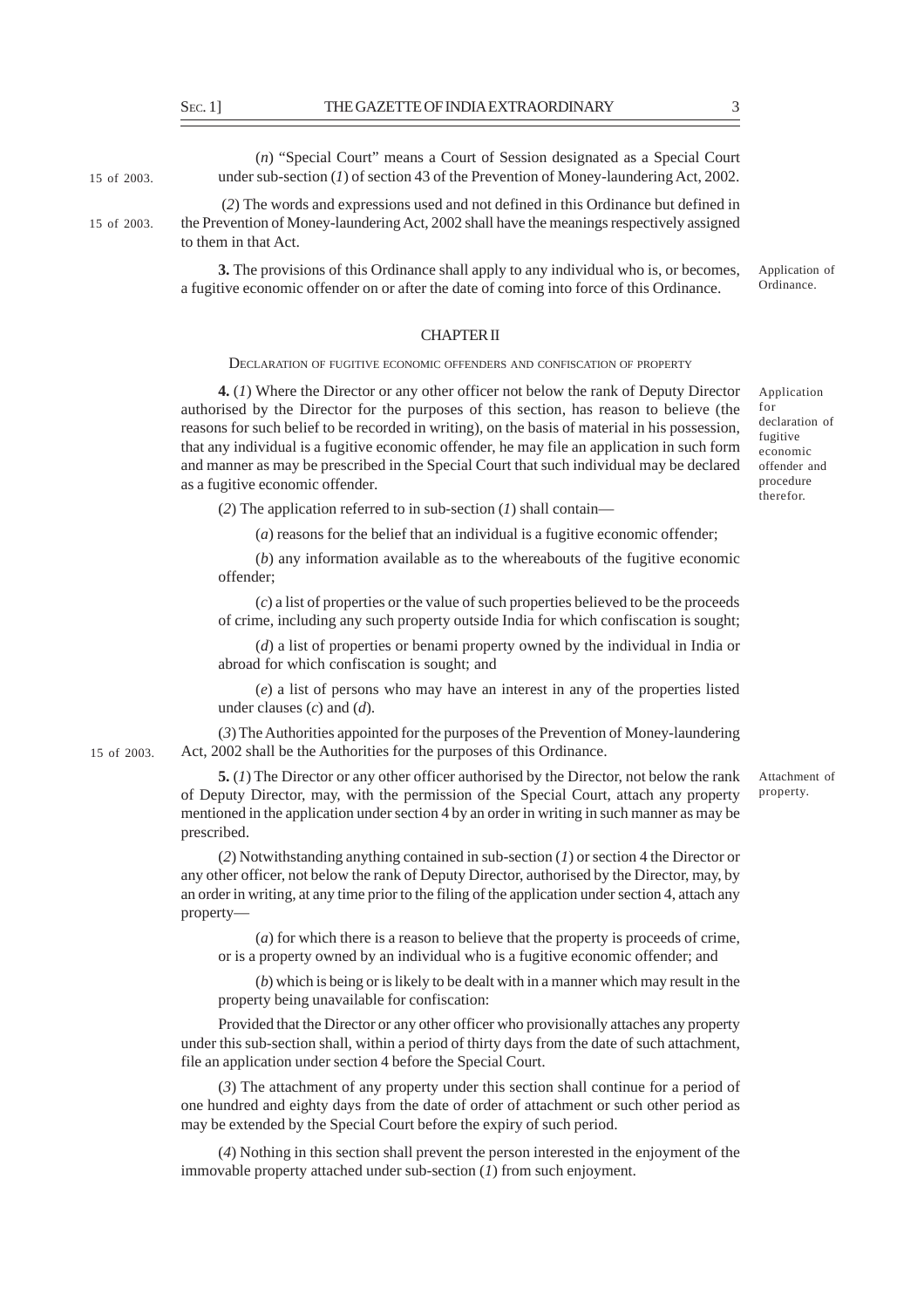(*n*) "Special Court" means a Court of Session designated as a Special Court under sub-section (*1*) of section 43 of the Prevention of Money-laundering Act, 2002.

15 of 2003.

(*2*) The words and expressions used and not defined in this Ordinance but defined in the Prevention of Money-laundering Act, 2002 shall have the meanings respectively assigned to them in that Act.

15 of 2003.

Application of Ordinance.

**3.** The provisions of this Ordinance shall apply to any individual who is, or becomes, a fugitive economic offender on or after the date of coming into force of this Ordinance.

## CHAPTER II

### DECLARATION OF FUGITIVE ECONOMIC OFFENDERS AND CONFISCATION OF PROPERTY

Application for declaration of fugitive economic offender and procedure therefor.

**4.** (*1*) Where the Director or any other officer not below the rank of Deputy Director authorised by the Director for the purposes of this section, has reason to believe (the reasons for such belief to be recorded in writing), on the basis of material in his possession, that any individual is a fugitive economic offender, he may file an application in such form and manner as may be prescribed in the Special Court that such individual may be declared as a fugitive economic offender.

(*2*) The application referred to in sub-section (*1*) shall contain—

(*a*) reasons for the belief that an individual is a fugitive economic offender;

(*b*) any information available as to the whereabouts of the fugitive economic offender;

(*c*) a list of properties or the value of such properties believed to be the proceeds of crime, including any such property outside India for which confiscation is sought;

(*d*) a list of properties or benami property owned by the individual in India or abroad for which confiscation is sought; and

(*e*) a list of persons who may have an interest in any of the properties listed under clauses (*c*) and (*d*).

(*3*) The Authorities appointed for the purposes of the Prevention of Money-laundering Act, 2002 shall be the Authorities for the purposes of this Ordinance.

15 of 2003.

Attachment of property.

**5.** (*1*) The Director or any other officer authorised by the Director, not below the rank of Deputy Director, may, with the permission of the Special Court, attach any property mentioned in the application under section 4 by an order in writing in such manner as may be prescribed.

(*2*) Notwithstanding anything contained in sub-section (*1*) or section 4 the Director or any other officer, not below the rank of Deputy Director, authorised by the Director, may, by an order in writing, at any time prior to the filing of the application under section 4, attach any property—

(*a*) for which there is a reason to believe that the property is proceeds of crime, or is a property owned by an individual who is a fugitive economic offender; and

(*b*) which is being or is likely to be dealt with in a manner which may result in the property being unavailable for confiscation:

Provided that the Director or any other officer who provisionally attaches any property under this sub-section shall, within a period of thirty days from the date of such attachment, file an application under section 4 before the Special Court.

(*3*) The attachment of any property under this section shall continue for a period of one hundred and eighty days from the date of order of attachment or such other period as may be extended by the Special Court before the expiry of such period.

(*4*) Nothing in this section shall prevent the person interested in the enjoyment of the immovable property attached under sub-section (*1*) from such enjoyment.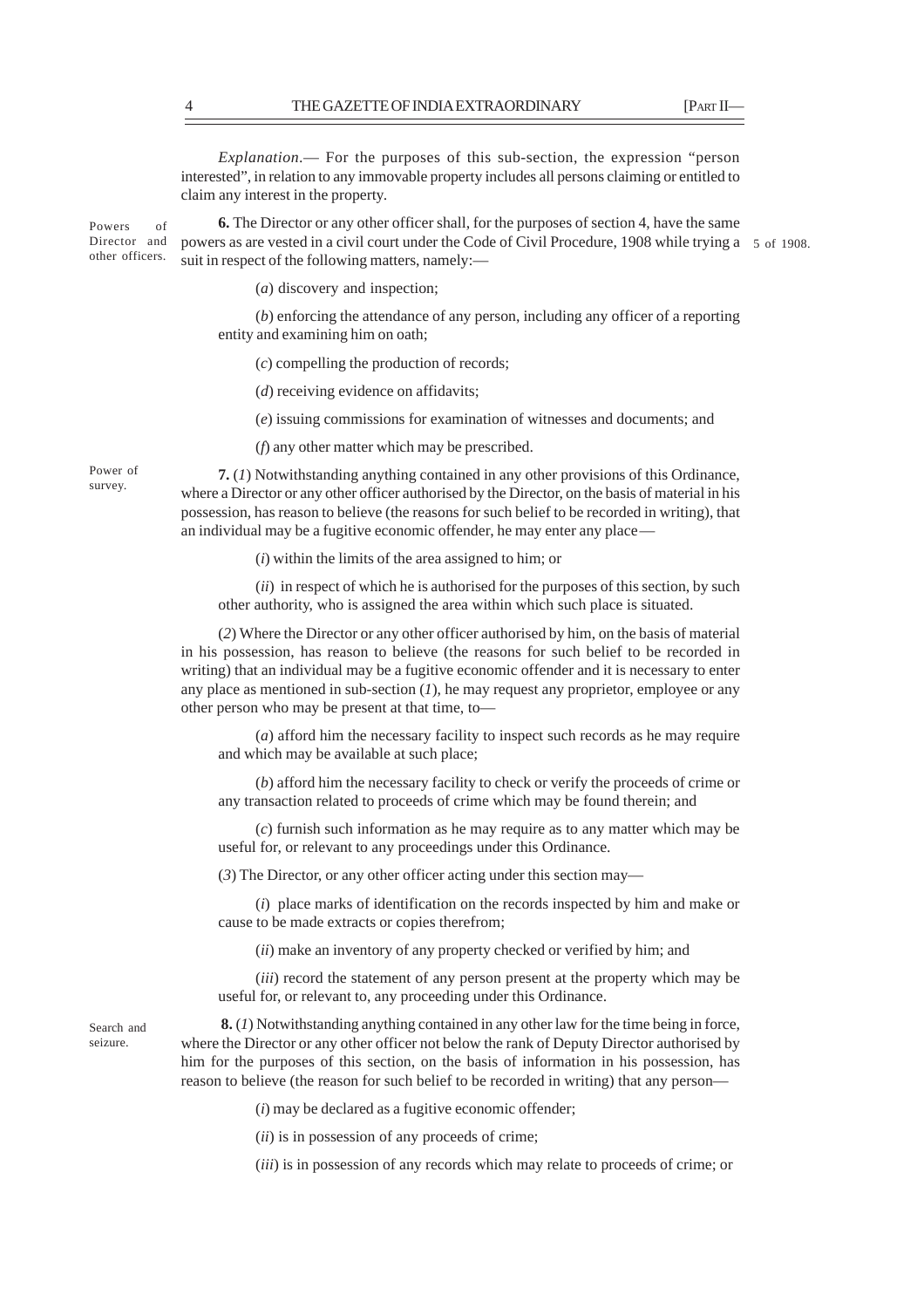*Explanation*.— For the purposes of this sub-section, the expression "person interested", in relation to any immovable property includes all persons claiming or entitled to claim any interest in the property.

Powers of Director and other officers.

**6.** The Director or any other officer shall, for the purposes of section 4, have the same powers as are vested in a civil court under the Code of Civil Procedure, 1908 while trying a suit in respect of the following matters, namely:— 5 of 1908.

(*a*) discovery and inspection;

(*b*) enforcing the attendance of any person, including any officer of a reporting entity and examining him on oath;

(*c*) compelling the production of records;

(*d*) receiving evidence on affidavits;

(*e*) issuing commissions for examination of witnesses and documents; and

(*f*) any other matter which may be prescribed.

Power of survey.

**7.** (*1*) Notwithstanding anything contained in any other provisions of this Ordinance, where a Director or any other officer authorised by the Director, on the basis of material in his possession, has reason to believe (the reasons for such belief to be recorded in writing), that an individual may be a fugitive economic offender, he may enter any place—

(*i*) within the limits of the area assigned to him; or

(*ii*) in respect of which he is authorised for the purposes of this section, by such other authority, who is assigned the area within which such place is situated.

(*2*) Where the Director or any other officer authorised by him, on the basis of material in his possession, has reason to believe (the reasons for such belief to be recorded in writing) that an individual may be a fugitive economic offender and it is necessary to enter any place as mentioned in sub-section (*1*), he may request any proprietor, employee or any other person who may be present at that time, to—

(*a*) afford him the necessary facility to inspect such records as he may require and which may be available at such place;

(*b*) afford him the necessary facility to check or verify the proceeds of crime or any transaction related to proceeds of crime which may be found therein; and

(*c*) furnish such information as he may require as to any matter which may be useful for, or relevant to any proceedings under this Ordinance.

(*3*) The Director, or any other officer acting under this section may—

(*i*) place marks of identification on the records inspected by him and make or cause to be made extracts or copies therefrom;

(*ii*) make an inventory of any property checked or verified by him; and

(*iii*) record the statement of any person present at the property which may be useful for, or relevant to, any proceeding under this Ordinance.

Search and seizure.

**8.** (*1*) Notwithstanding anything contained in any other law for the time being in force, where the Director or any other officer not below the rank of Deputy Director authorised by him for the purposes of this section, on the basis of information in his possession, has reason to believe (the reason for such belief to be recorded in writing) that any person—

(*i*) may be declared as a fugitive economic offender;

(*ii*) is in possession of any proceeds of crime;

(*iii*) is in possession of any records which may relate to proceeds of crime; or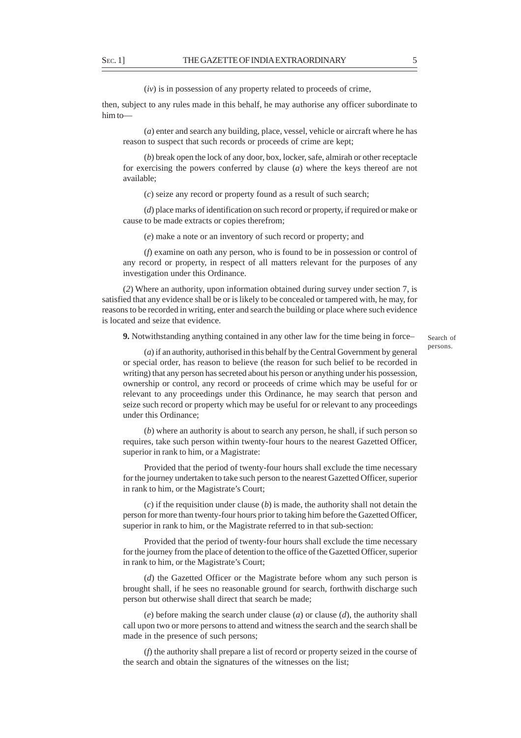(*iv*) is in possession of any property related to proceeds of crime,

then, subject to any rules made in this behalf, he may authorise any officer subordinate to him to—

(*a*) enter and search any building, place, vessel, vehicle or aircraft where he has reason to suspect that such records or proceeds of crime are kept;

(*b*) break open the lock of any door, box, locker, safe, almirah or other receptacle for exercising the powers conferred by clause (*a*) where the keys thereof are not available;

(*c*) seize any record or property found as a result of such search;

(*d*) place marks of identification on such record or property, if required or make or cause to be made extracts or copies therefrom;

(*e*) make a note or an inventory of such record or property; and

(*f*) examine on oath any person, who is found to be in possession or control of any record or property, in respect of all matters relevant for the purposes of any investigation under this Ordinance.

(*2*) Where an authority, upon information obtained during survey under section 7, is satisfied that any evidence shall be or is likely to be concealed or tampered with, he may, for reasons to be recorded in writing, enter and search the building or place where such evidence is located and seize that evidence.

Search of persons.

**9.** Notwithstanding anything contained in any other law for the time being in force–

(*a*) if an authority, authorised in this behalf by the Central Government by general or special order, has reason to believe (the reason for such belief to be recorded in writing) that any person has secreted about his person or anything under his possession, ownership or control, any record or proceeds of crime which may be useful for or relevant to any proceedings under this Ordinance, he may search that person and seize such record or property which may be useful for or relevant to any proceedings under this Ordinance;

(*b*) where an authority is about to search any person, he shall, if such person so requires, take such person within twenty-four hours to the nearest Gazetted Officer, superior in rank to him, or a Magistrate:

Provided that the period of twenty-four hours shall exclude the time necessary for the journey undertaken to take such person to the nearest Gazetted Officer, superior in rank to him, or the Magistrate's Court;

(*c*) if the requisition under clause (*b*) is made, the authority shall not detain the person for more than twenty-four hours prior to taking him before the Gazetted Officer, superior in rank to him, or the Magistrate referred to in that sub-section:

Provided that the period of twenty-four hours shall exclude the time necessary for the journey from the place of detention to the office of the Gazetted Officer, superior in rank to him, or the Magistrate's Court;

(*d*) the Gazetted Officer or the Magistrate before whom any such person is brought shall, if he sees no reasonable ground for search, forthwith discharge such person but otherwise shall direct that search be made;

(*e*) before making the search under clause (*a*) or clause (*d*), the authority shall call upon two or more persons to attend and witness the search and the search shall be made in the presence of such persons;

(*f*) the authority shall prepare a list of record or property seized in the course of the search and obtain the signatures of the witnesses on the list;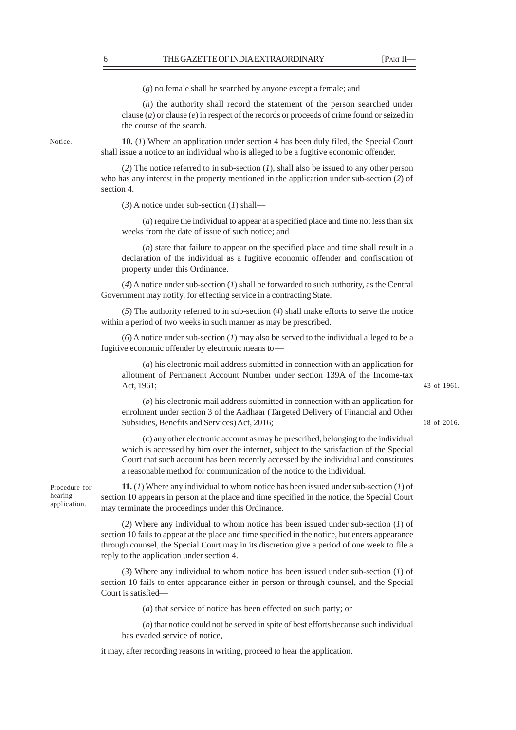(*g*) no female shall be searched by anyone except a female; and

(*h*) the authority shall record the statement of the person searched under clause (*a*) or clause (*e*) in respect of the records or proceeds of crime found or seized in the course of the search.

Notice.

**10.** (*1*) Where an application under section 4 has been duly filed, the Special Court shall issue a notice to an individual who is alleged to be a fugitive economic offender.

(*2*) The notice referred to in sub-section (*1*), shall also be issued to any other person who has any interest in the property mentioned in the application under sub-section (*2*) of section 4.

(*3*) A notice under sub-section (*1*) shall—

(*a*) require the individual to appear at a specified place and time not less than six weeks from the date of issue of such notice; and

(*b*) state that failure to appear on the specified place and time shall result in a declaration of the individual as a fugitive economic offender and confiscation of property under this Ordinance.

(*4*) A notice under sub-section (*1*) shall be forwarded to such authority, as the Central Government may notify, for effecting service in a contracting State.

(*5*) The authority referred to in sub-section (*4*) shall make efforts to serve the notice within a period of two weeks in such manner as may be prescribed.

(*6*) A notice under sub-section (*1*) may also be served to the individual alleged to be a fugitive economic offender by electronic means to—

(*a*) his electronic mail address submitted in connection with an application for allotment of Permanent Account Number under section 139A of the Income-tax Act, 1961;

43 of 1961.

(*b*) his electronic mail address submitted in connection with an application for enrolment under section 3 of the Aadhaar (Targeted Delivery of Financial and Other Subsidies, Benefits and Services) Act, 2016;

18 of 2016.

(*c*) any other electronic account as may be prescribed, belonging to the individual which is accessed by him over the internet, subject to the satisfaction of the Special Court that such account has been recently accessed by the individual and constitutes a reasonable method for communication of the notice to the individual.

Procedure for hearing application.

**11.** (*1*) Where any individual to whom notice has been issued under sub-section (*1*) of section 10 appears in person at the place and time specified in the notice, the Special Court may terminate the proceedings under this Ordinance.

(*2*) Where any individual to whom notice has been issued under sub-section (*1*) of section 10 fails to appear at the place and time specified in the notice, but enters appearance through counsel, the Special Court may in its discretion give a period of one week to file a reply to the application under section 4.

(*3*) Where any individual to whom notice has been issued under sub-section (*1*) of section 10 fails to enter appearance either in person or through counsel, and the Special Court is satisfied—

(*a*) that service of notice has been effected on such party; or

(*b*) that notice could not be served in spite of best efforts because such individual has evaded service of notice,

it may, after recording reasons in writing, proceed to hear the application.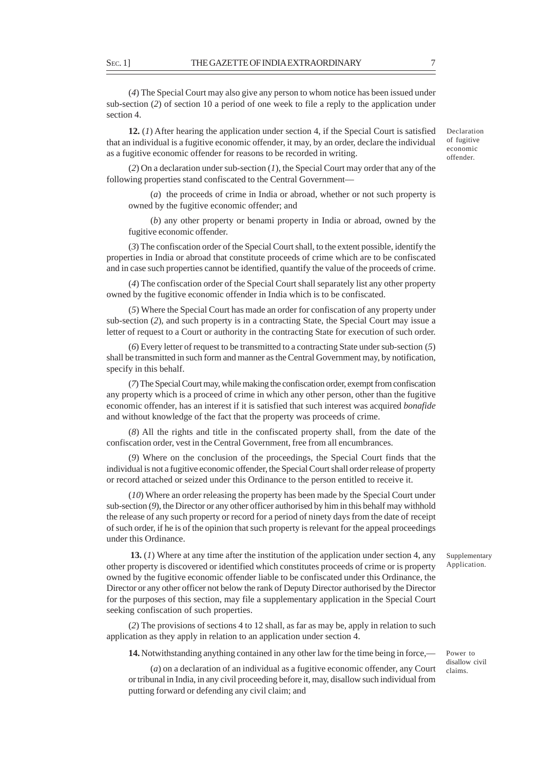(*4*) The Special Court may also give any person to whom notice has been issued under sub-section (*2*) of section 10 a period of one week to file a reply to the application under section 4.

Declaration of fugitive economic offender.

**12.** (*1*) After hearing the application under section 4, if the Special Court is satisfied that an individual is a fugitive economic offender, it may, by an order, declare the individual as a fugitive economic offender for reasons to be recorded in writing.

(*2*) On a declaration under sub-section (*1*), the Special Court may order that any of the following properties stand confiscated to the Central Government—

(*a*) the proceeds of crime in India or abroad, whether or not such property is owned by the fugitive economic offender; and

(*b*) any other property or benami property in India or abroad, owned by the fugitive economic offender.

(*3*) The confiscation order of the Special Court shall, to the extent possible, identify the properties in India or abroad that constitute proceeds of crime which are to be confiscated and in case such properties cannot be identified, quantify the value of the proceeds of crime.

(*4*) The confiscation order of the Special Court shall separately list any other property owned by the fugitive economic offender in India which is to be confiscated.

(*5*) Where the Special Court has made an order for confiscation of any property under sub-section (*2*), and such property is in a contracting State, the Special Court may issue a letter of request to a Court or authority in the contracting State for execution of such order.

(*6*) Every letter of request to be transmitted to a contracting State under sub-section (*5*) shall be transmitted in such form and manner as the Central Government may, by notification, specify in this behalf.

(*7*) The Special Court may, while making the confiscation order, exempt from confiscation any property which is a proceed of crime in which any other person, other than the fugitive economic offender, has an interest if it is satisfied that such interest was acquired *bonafide* and without knowledge of the fact that the property was proceeds of crime.

(*8*) All the rights and title in the confiscated property shall, from the date of the confiscation order, vest in the Central Government, free from all encumbrances.

(*9*) Where on the conclusion of the proceedings, the Special Court finds that the individual is not a fugitive economic offender, the Special Court shall order release of property or record attached or seized under this Ordinance to the person entitled to receive it.

(*10*) Where an order releasing the property has been made by the Special Court under sub-section (*9*), the Director or any other officer authorised by him in this behalf may withhold the release of any such property or record for a period of ninety days from the date of receipt of such order, if he is of the opinion that such property is relevant for the appeal proceedings under this Ordinance.

Supplementary Application.

**13.** (*1*) Where at any time after the institution of the application under section 4, any other property is discovered or identified which constitutes proceeds of crime or is property owned by the fugitive economic offender liable to be confiscated under this Ordinance, the Director or any other officer not below the rank of Deputy Director authorised by the Director for the purposes of this section, may file a supplementary application in the Special Court seeking confiscation of such properties.

(*2*) The provisions of sections 4 to 12 shall, as far as may be, apply in relation to such application as they apply in relation to an application under section 4.

Power to disallow civil claims.

**14.** Notwithstanding anything contained in any other law for the time being in force,—

(*a*) on a declaration of an individual as a fugitive economic offender, any Court or tribunal in India, in any civil proceeding before it, may, disallow such individual from putting forward or defending any civil claim; and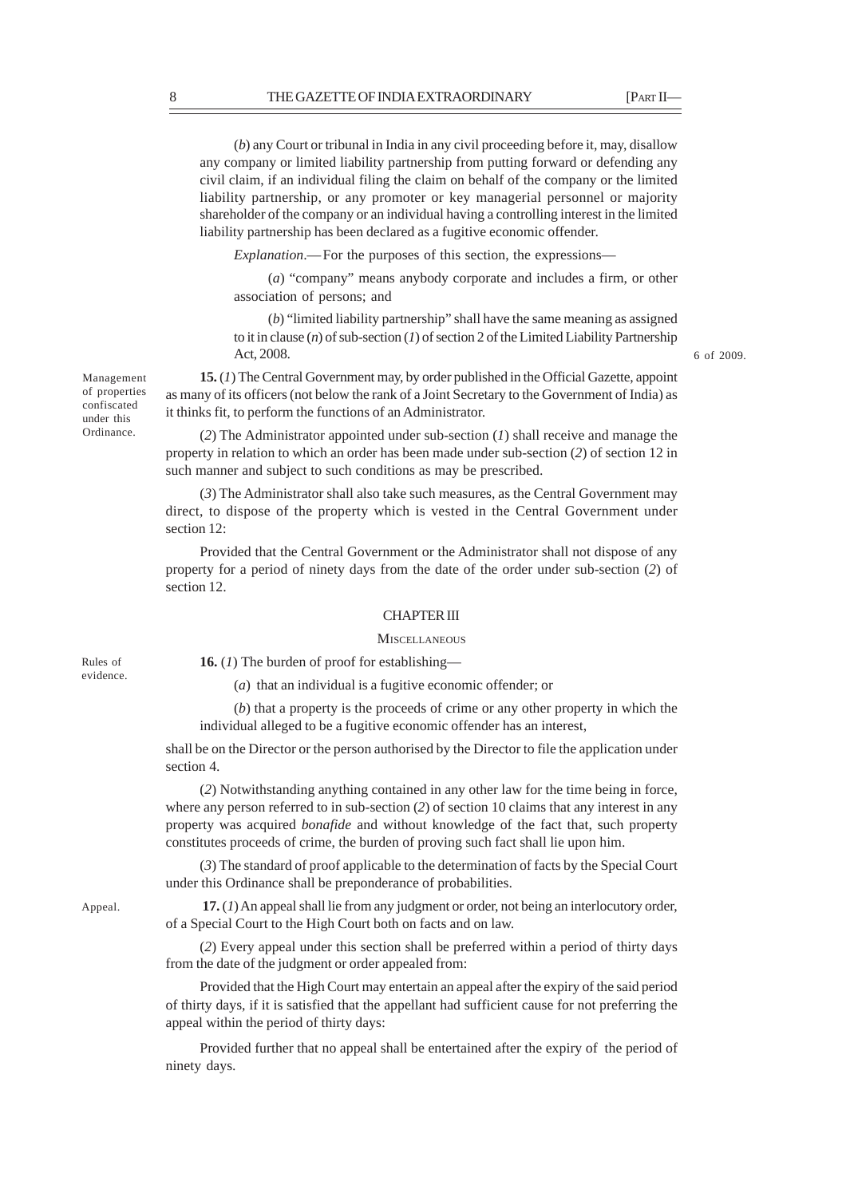(*b*) any Court or tribunal in India in any civil proceeding before it, may, disallow any company or limited liability partnership from putting forward or defending any civil claim, if an individual filing the claim on behalf of the company or the limited liability partnership, or any promoter or key managerial personnel or majority shareholder of the company or an individual having a controlling interest in the limited liability partnership has been declared as a fugitive economic offender.

*Explanation*.—For the purposes of this section, the expressions—

(*a*) "company" means anybody corporate and includes a firm, or other association of persons; and

(*b*) "limited liability partnership" shall have the same meaning as assigned to it in clause (*n*) of sub-section (*1*) of section 2 of the Limited Liability Partnership Act, 2008. 6 of 2009.

Management of properties confiscated under this Ordinance.

**15.** (*1*) The Central Government may, by order published in the Official Gazette, appoint as many of its officers (not below the rank of a Joint Secretary to the Government of India) as it thinks fit, to perform the functions of an Administrator.

(*2*) The Administrator appointed under sub-section (*1*) shall receive and manage the property in relation to which an order has been made under sub-section (*2*) of section 12 in such manner and subject to such conditions as may be prescribed.

(*3*) The Administrator shall also take such measures, as the Central Government may direct, to dispose of the property which is vested in the Central Government under section 12:

Provided that the Central Government or the Administrator shall not dispose of any property for a period of ninety days from the date of the order under sub-section (*2*) of section 12.

## CHAPTER III

### MISCELLANEOUS

Rules of evidence.

**16.** (*1*) The burden of proof for establishing—

(*a*) that an individual is a fugitive economic offender; or

(*b*) that a property is the proceeds of crime or any other property in which the individual alleged to be a fugitive economic offender has an interest,

shall be on the Director or the person authorised by the Director to file the application under section 4.

(*2*) Notwithstanding anything contained in any other law for the time being in force, where any person referred to in sub-section (*2*) of section 10 claims that any interest in any property was acquired *bonafide* and without knowledge of the fact that, such property constitutes proceeds of crime, the burden of proving such fact shall lie upon him.

(*3*) The standard of proof applicable to the determination of facts by the Special Court under this Ordinance shall be preponderance of probabilities.

Appeal.

**17.** (*1*) An appeal shall lie from any judgment or order, not being an interlocutory order, of a Special Court to the High Court both on facts and on law.

(*2*) Every appeal under this section shall be preferred within a period of thirty days from the date of the judgment or order appealed from:

Provided that the High Court may entertain an appeal after the expiry of the said period of thirty days, if it is satisfied that the appellant had sufficient cause for not preferring the appeal within the period of thirty days:

Provided further that no appeal shall be entertained after the expiry of the period of ninety days.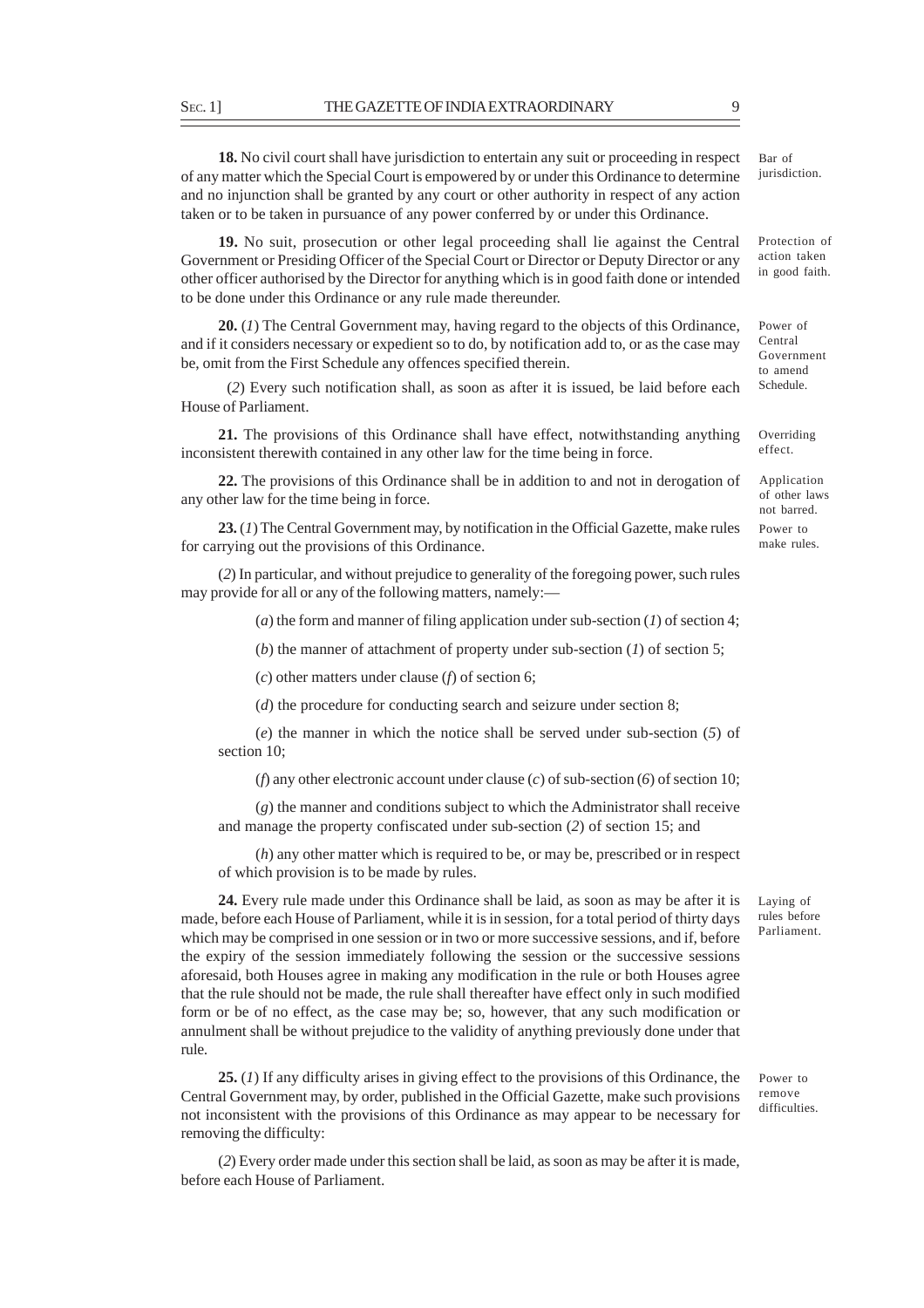Bar of jurisdiction.

**18.** No civil court shall have jurisdiction to entertain any suit or proceeding in respect of any matter which the Special Court is empowered by or under this Ordinance to determine and no injunction shall be granted by any court or other authority in respect of any action taken or to be taken in pursuance of any power conferred by or under this Ordinance.

Protection of action taken in good faith.

**19.** No suit, prosecution or other legal proceeding shall lie against the Central Government or Presiding Officer of the Special Court or Director or Deputy Director or any other officer authorised by the Director for anything which is in good faith done or intended to be done under this Ordinance or any rule made thereunder.

Power of Central Government to amend Schedule.

**20.** (*1*) The Central Government may, having regard to the objects of this Ordinance, and if it considers necessary or expedient so to do, by notification add to, or as the case may be, omit from the First Schedule any offences specified therein.

(*2*) Every such notification shall, as soon as after it is issued, be laid before each House of Parliament.

Overriding effect.

**21.** The provisions of this Ordinance shall have effect, notwithstanding anything inconsistent therewith contained in any other law for the time being in force.

Application of other laws not barred.

**22.** The provisions of this Ordinance shall be in addition to and not in derogation of any other law for the time being in force.

Power to make rules.

**23.** (*1*) The Central Government may, by notification in the Official Gazette, make rules for carrying out the provisions of this Ordinance.

(*2*) In particular, and without prejudice to generality of the foregoing power, such rules may provide for all or any of the following matters, namely:—

(*a*) the form and manner of filing application under sub-section (*1*) of section 4;

(*b*) the manner of attachment of property under sub-section (*1*) of section 5;

(*c*) other matters under clause (*f*) of section 6;

(*d*) the procedure for conducting search and seizure under section 8;

(*e*) the manner in which the notice shall be served under sub-section (*5*) of section 10;

(*f*) any other electronic account under clause (*c*) of sub-section (*6*) of section 10;

(*g*) the manner and conditions subject to which the Administrator shall receive and manage the property confiscated under sub-section (*2*) of section 15; and

(*h*) any other matter which is required to be, or may be, prescribed or in respect of which provision is to be made by rules.

Laying of rules before Parliament.

**24.** Every rule made under this Ordinance shall be laid, as soon as may be after it is made, before each House of Parliament, while it is in session, for a total period of thirty days which may be comprised in one session or in two or more successive sessions, and if, before the expiry of the session immediately following the session or the successive sessions aforesaid, both Houses agree in making any modification in the rule or both Houses agree that the rule should not be made, the rule shall thereafter have effect only in such modified form or be of no effect, as the case may be; so, however, that any such modification or annulment shall be without prejudice to the validity of anything previously done under that rule.

Power to remove difficulties.

**25.** (*1*) If any difficulty arises in giving effect to the provisions of this Ordinance, the Central Government may, by order, published in the Official Gazette, make such provisions not inconsistent with the provisions of this Ordinance as may appear to be necessary for removing the difficulty:

(*2*) Every order made under this section shall be laid, as soon as may be after it is made, before each House of Parliament.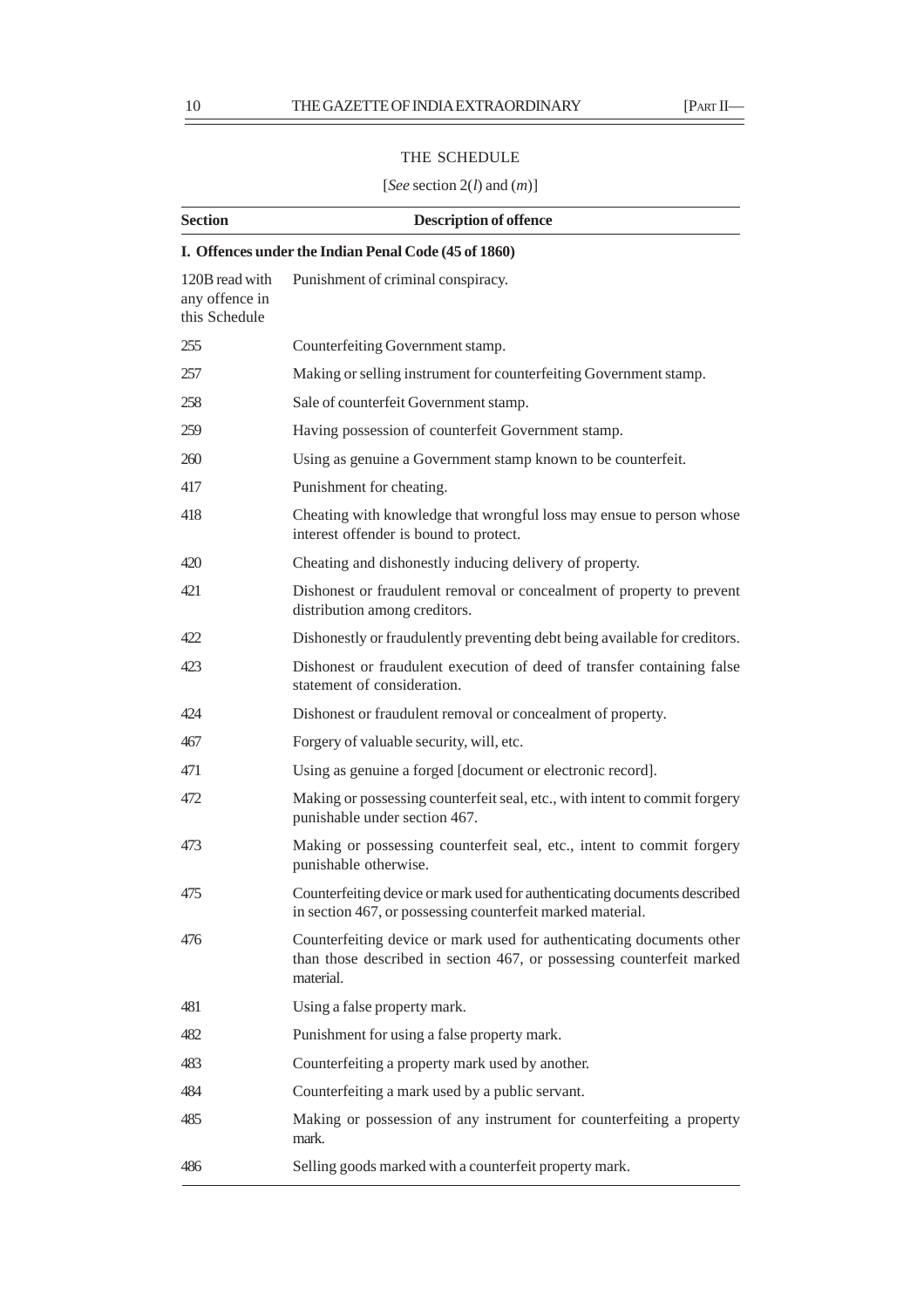# THE SCHEDULE

[*See* section 2(*l*) and (*m*)]

| Section | Description of offence |
|---|---|
| **I. Offences under the Indian Penal Code (45 of 1860)** | |
| 120B read with any offence in this Schedule | Punishment of criminal conspiracy. |
| 255 | Counterfeiting Government stamp. |
| 257 | Making or selling instrument for counterfeiting Government stamp. |
| 258 | Sale of counterfeit Government stamp. |
| 259 | Having possession of counterfeit Government stamp. |
| 260 | Using as genuine a Government stamp known to be counterfeit. |
| 417 | Punishment for cheating. |
| 418 | Cheating with knowledge that wrongful loss may ensue to person whose interest offender is bound to protect. |
| 420 | Cheating and dishonestly inducing delivery of property. |
| 421 | Dishonest or fraudulent removal or concealment of property to prevent distribution among creditors. |
| 422 | Dishonestly or fraudulently preventing debt being available for creditors. |
| 423 | Dishonest or fraudulent execution of deed of transfer containing false statement of consideration. |
| 424 | Dishonest or fraudulent removal or concealment of property. |
| 467 | Forgery of valuable security, will, etc. |
| 471 | Using as genuine a forged [document or electronic record]. |
| 472 | Making or possessing counterfeit seal, etc., with intent to commit forgery punishable under section 467. |
| 473 | Making or possessing counterfeit seal, etc., intent to commit forgery punishable otherwise. |
| 475 | Counterfeiting device or mark used for authenticating documents described in section 467, or possessing counterfeit marked material. |
| 476 | Counterfeiting device or mark used for authenticating documents other than those described in section 467, or possessing counterfeit marked material. |
| 481 | Using a false property mark. |
| 482 | Punishment for using a false property mark. |
| 483 | Counterfeiting a property mark used by another. |
| 484 | Counterfeiting a mark used by a public servant. |
| 485 | Making or possession of any instrument for counterfeiting a property mark. |
| 486 | Selling goods marked with a counterfeit property mark. |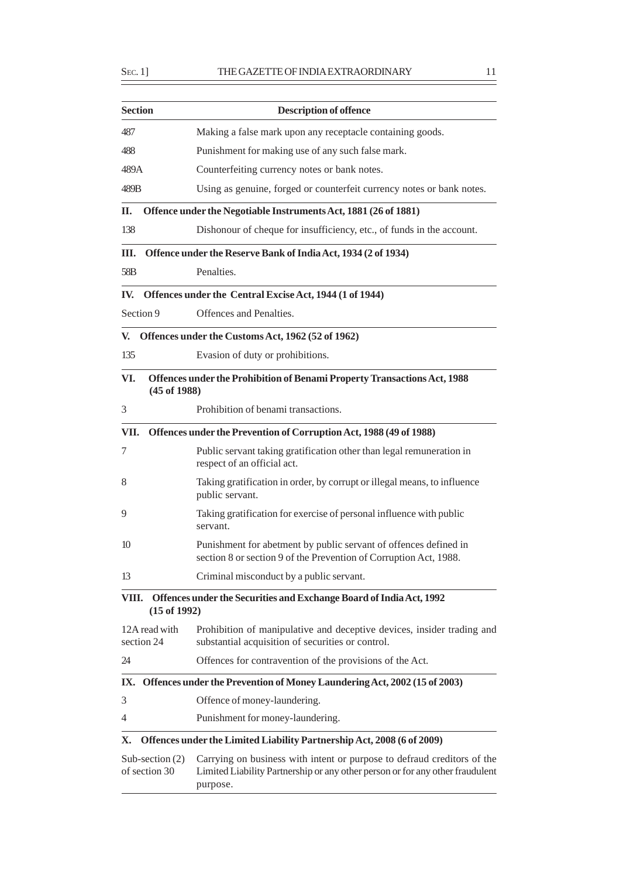| Section | Description of offence |
|---|---|
| 487 | Making a false mark upon any receptacle containing goods. |
| 488 | Punishment for making use of any such false mark. |
| 489A | Counterfeiting currency notes or bank notes. |
| 489B | Using as genuine, forged or counterfeit currency notes or bank notes. |
| **II. Offence under the Negotiable Instruments Act, 1881 (26 of 1881)** | |
| 138 | Dishonour of cheque for insufficiency, etc., of funds in the account. |
| **III. Offence under the Reserve Bank of India Act, 1934 (2 of 1934)** | |
| 58B | Penalties. |
| **IV. Offences under the Central Excise Act, 1944 (1 of 1944)** | |
| Section 9 | Offences and Penalties. |
| **V. Offences under the Customs Act, 1962 (52 of 1962)** | |
| 135 | Evasion of duty or prohibitions. |
| **VI. Offences under the Prohibition of Benami Property Transactions Act, 1988 (45 of 1988)** | |
| 3 | Prohibition of benami transactions. |
| **VII. Offences under the Prevention of Corruption Act, 1988 (49 of 1988)** | |
| 7 | Public servant taking gratification other than legal remuneration in respect of an official act. |
| 8 | Taking gratification in order, by corrupt or illegal means, to influence public servant. |
| 9 | Taking gratification for exercise of personal influence with public servant. |
| 10 | Punishment for abetment by public servant of offences defined in section 8 or section 9 of the Prevention of Corruption Act, 1988. |
| 13 | Criminal misconduct by a public servant. |
| **VIII. Offences under the Securities and Exchange Board of India Act, 1992 (15 of 1992)** | |
| 12A read with section 24 | Prohibition of manipulative and deceptive devices, insider trading and substantial acquisition of securities or control. |
| 24 | Offences for contravention of the provisions of the Act. |
| **IX. Offences under the Prevention of Money Laundering Act, 2002 (15 of 2003)** | |
| 3 | Offence of money-laundering. |
| 4 | Punishment for money-laundering. |
| **X. Offences under the Limited Liability Partnership Act, 2008 (6 of 2009)** | |
| Sub-section (2) of section 30 | Carrying on business with intent or purpose to defraud creditors of the Limited Liability Partnership or any other person or for any other fraudulent purpose. |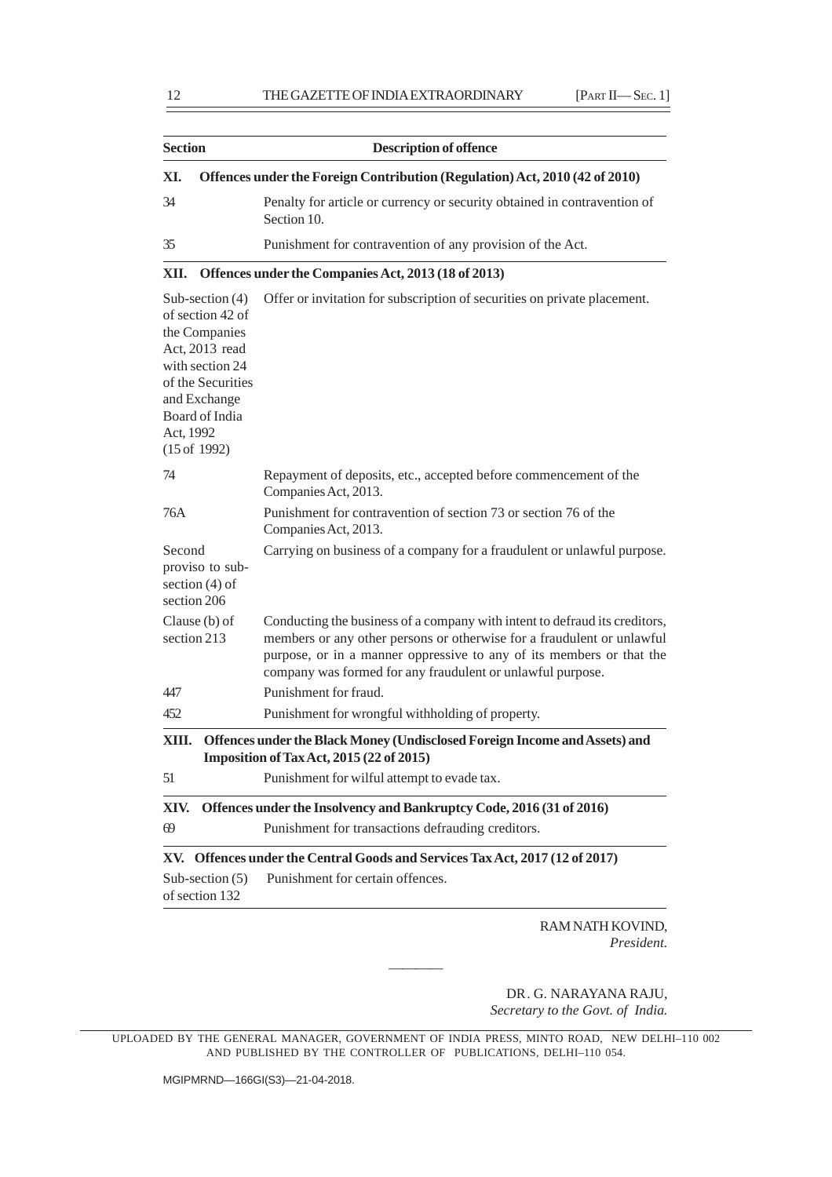| Section | Description of offence |
|---|---|
| **XI. Offences under the Foreign Contribution (Regulation) Act, 2010 (42 of 2010)** | |
| 34 | Penalty for article or currency or security obtained in contravention of Section 10. |
| 35 | Punishment for contravention of any provision of the Act. |
| **XII. Offences under the Companies Act, 2013 (18 of 2013)** | |
| Sub-section (4) of section 42 of the Companies Act, 2013 read with section 24 of the Securities and Exchange Board of India Act, 1992 (15 of 1992) | Offer or invitation for subscription of securities on private placement. |
| 74 | Repayment of deposits, etc., accepted before commencement of the Companies Act, 2013. |
| 76A | Punishment for contravention of section 73 or section 76 of the Companies Act, 2013. |
| Second proviso to sub-section (4) of section 206 | Carrying on business of a company for a fraudulent or unlawful purpose. |
| Clause (b) of section 213 | Conducting the business of a company with intent to defraud its creditors, members or any other persons or otherwise for a fraudulent or unlawful purpose, or in a manner oppressive to any of its members or that the company was formed for any fraudulent or unlawful purpose. |
| 447 | Punishment for fraud. |
| 452 | Punishment for wrongful withholding of property. |
| **XIII. Offences under the Black Money (Undisclosed Foreign Income and Assets) and Imposition of Tax Act, 2015 (22 of 2015)** | |
| 51 | Punishment for wilful attempt to evade tax. |
| **XIV. Offences under the Insolvency and Bankruptcy Code, 2016 (31 of 2016)** | |
| 69 | Punishment for transactions defrauding creditors. |
| **XV. Offences under the Central Goods and Services Tax Act, 2017 (12 of 2017)** | |
| Sub-section (5) of section 132 | Punishment for certain offences. |

RAM NATH KOVIND,
*President.*

DR. G. NARAYANA RAJU,
*Secretary to the Govt. of India.*

UPLOADED BY THE GENERAL MANAGER, GOVERNMENT OF INDIA PRESS, MINTO ROAD, NEW DELHI–110 002 AND PUBLISHED BY THE CONTROLLER OF PUBLICATIONS, DELHI–110 054.

MGIPMRND—166GI(S3)—21-04-2018.